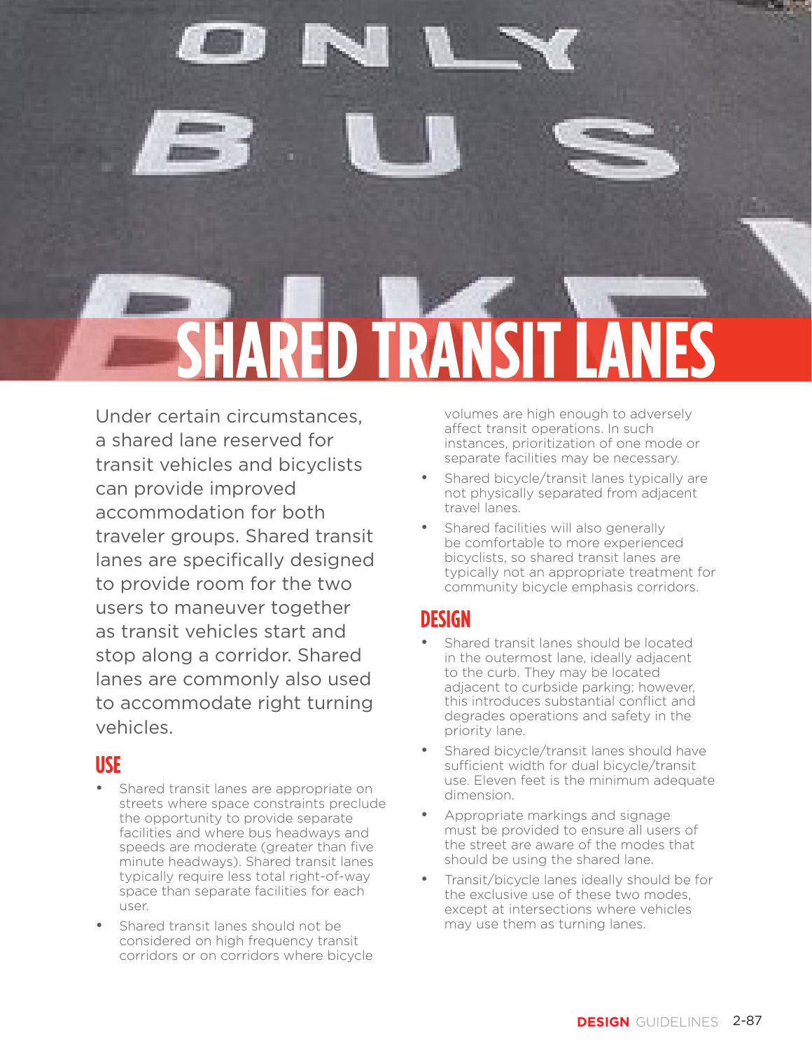# SHARED TRANSIT LANES

Under certain circumstances, a shared lane reserved for transit vehicles and bicyclists can provide improved accommodation for both traveler groups. Shared transit lanes are specifically designed to provide room for the two users to maneuver together as transit vehicles start and stop along a corridor. Shared lanes are commonly also used to accommodate right turning vehicles.

## USE

- Shared transit lanes are appropriate on streets where space constraints preclude the opportunity to provide separate facilities and where bus headways and speeds are moderate (greater than five minute headways). Shared transit lanes typically require less total right-of-way space than separate facilities for each user.
- Shared transit lanes should not be considered on high frequency transit corridors or on corridors where bicycle volumes are high enough to adversely affect transit operations. In such instances, prioritization of one mode or separate facilities may be necessary.
- Shared bicycle/transit lanes typically are not physically separated from adjacent travel lanes.
- Shared facilities will also generally be comfortable to more experienced bicyclists, so shared transit lanes are typically not an appropriate treatment for community bicycle emphasis corridors.

## DESIGN

- Shared transit lanes should be located in the outermost lane, ideally adjacent to the curb. They may be located adjacent to curbside parking; however, this introduces substantial conflict and degrades operations and safety in the priority lane.
- Shared bicycle/transit lanes should have sufficient width for dual bicycle/transit use. Eleven feet is the minimum adequate dimension.
- Appropriate markings and signage must be provided to ensure all users of the street are aware of the modes that should be using the shared lane.
- Transit/bicycle lanes ideally should be for the exclusive use of these two modes, except at intersections where vehicles may use them as turning lanes.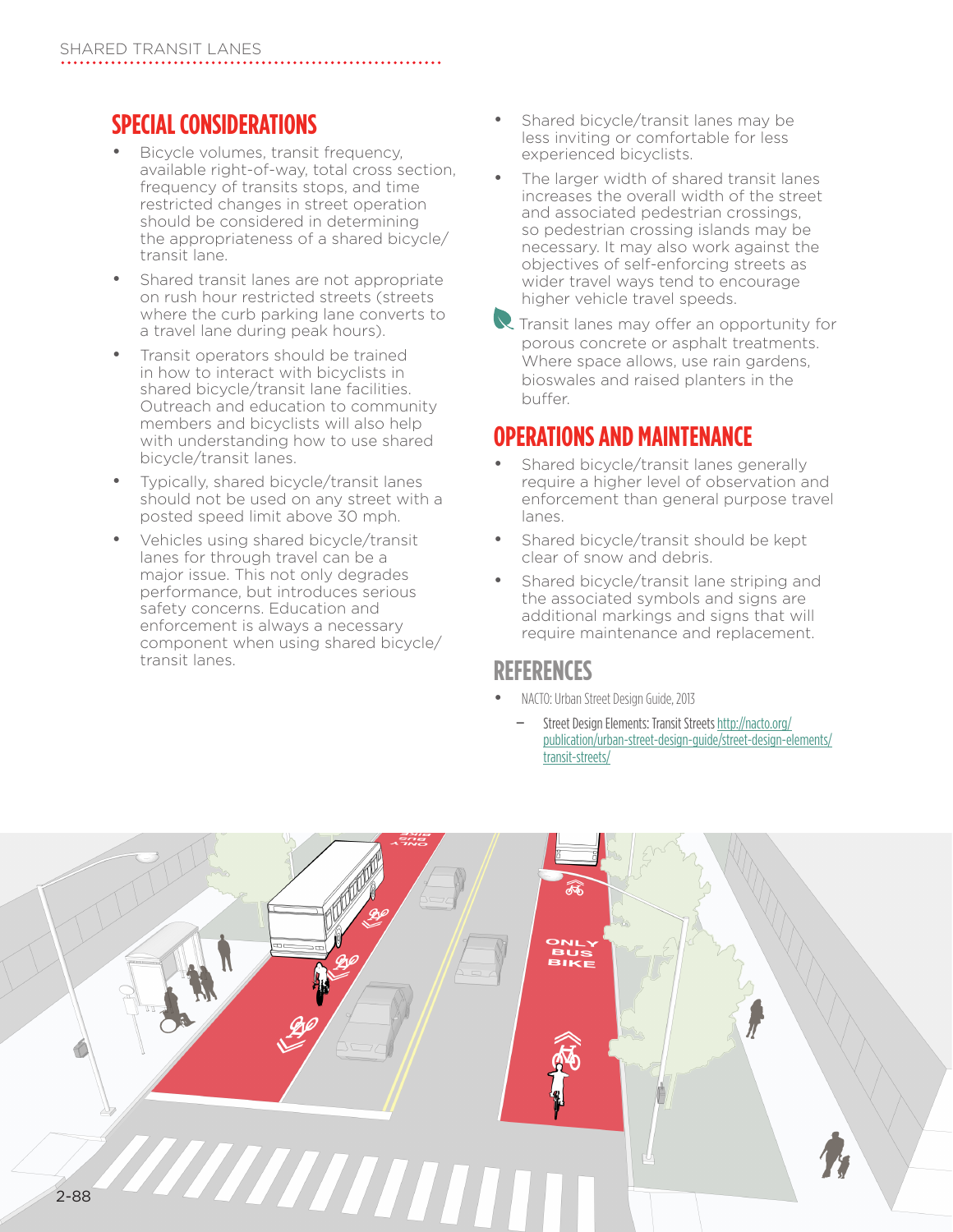## SPECIAL CONSIDERATIONS

- Bicycle volumes, transit frequency, available right-of-way, total cross section, frequency of transits stops, and time restricted changes in street operation should be considered in determining the appropriateness of a shared bicycle/transit lane.
- Shared transit lanes are not appropriate on rush hour restricted streets (streets where the curb parking lane converts to a travel lane during peak hours).
- Transit operators should be trained in how to interact with bicyclists in shared bicycle/transit lane facilities. Outreach and education to community members and bicyclists will also help with understanding how to use shared bicycle/transit lanes.
- Typically, shared bicycle/transit lanes should not be used on any street with a posted speed limit above 30 mph.
- Vehicles using shared bicycle/transit lanes for through travel can be a major issue. This not only degrades performance, but introduces serious safety concerns. Education and enforcement is always a necessary component when using shared bicycle/transit lanes.
- Shared bicycle/transit lanes may be less inviting or comfortable for less experienced bicyclists.
- The larger width of shared transit lanes increases the overall width of the street and associated pedestrian crossings, so pedestrian crossing islands may be necessary. It may also work against the objectives of self-enforcing streets as wider travel ways tend to encourage higher vehicle travel speeds.

Transit lanes may offer an opportunity for porous concrete or asphalt treatments. Where space allows, use rain gardens, bioswales and raised planters in the buffer.

## OPERATIONS AND MAINTENANCE

- Shared bicycle/transit lanes generally require a higher level of observation and enforcement than general purpose travel lanes.
- Shared bicycle/transit should be kept clear of snow and debris.
- Shared bicycle/transit lane striping and the associated symbols and signs are additional markings and signs that will require maintenance and replacement.

## REFERENCES

- NACTO: Urban Street Design Guide, 2013
  - Street Design Elements: Transit Streets http://nacto.org/publication/urban-street-design-guide/street-design-elements/transit-streets/

ONLY BUS BIKE